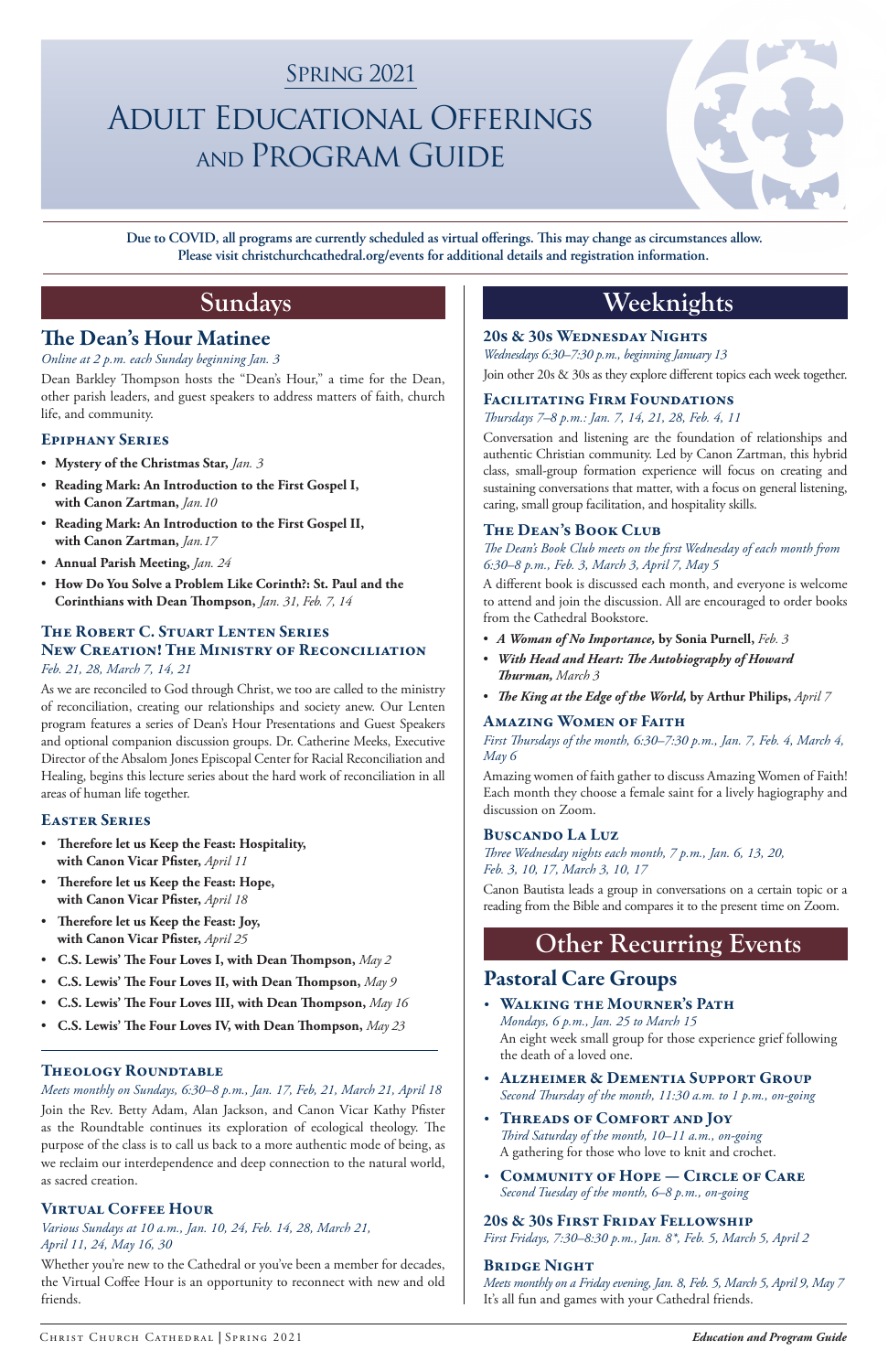# Spring 2021

# Adult Educational Offerings and Program Guide

**Due to COVID, all programs are currently scheduled as virtual offerings. This may change as circumstances allow. Please visit christchurchcathedral.org/events for additional details and registration information.**

## Sundays

### The Dean's Hour Matinee

*Online at 2 p.m. each Sunday beginning Jan. 3*

Dean Barkley Thompson hosts the "Dean's Hour," a time for the Dean, other parish leaders, and guest speakers to address matters of faith, church life, and community.

#### Epiphany Series

- **Mystery of the Christmas Star,** *Jan. 3*
- **Reading Mark: An Introduction to the First Gospel I, with Canon Zartman,** *Jan.10*
- **Reading Mark: An Introduction to the First Gospel II, with Canon Zartman,** *Jan.17*
- **Annual Parish Meeting,** *Jan. 24*
- **How Do You Solve a Problem Like Corinth?: St. Paul and the Corinthians with Dean Thompson,** *Jan. 31, Feb. 7, 14*

#### The Robert C. Stuart Lenten Series New Creation! The Ministry of Reconciliation

*Feb. 21, 28, March 7, 14, 21*

As we are reconciled to God through Christ, we too are called to the ministry of reconciliation, creating our relationships and society anew. Our Lenten program features a series of Dean's Hour Presentations and Guest Speakers and optional companion discussion groups. Dr. Catherine Meeks, Executive Director of the Absalom Jones Episcopal Center for Racial Reconciliation and Healing, begins this lecture series about the hard work of reconciliation in all areas of human life together.

#### Easter Series

- **Therefore let us Keep the Feast: Hospitality, with Canon Vicar Pfister,** *April 11*
- **Therefore let us Keep the Feast: Hope, with Canon Vicar Pfister,** *April 18*
- **Therefore let us Keep the Feast: Joy, with Canon Vicar Pfister,** *April 25*
- **C.S. Lewis' The Four Loves I, with Dean Thompson,** *May 2*
- **C.S. Lewis' The Four Loves II, with Dean Thompson,** *May 9*
- **C.S. Lewis' The Four Loves III, with Dean Thompson,** *May 16*
- **C.S. Lewis' The Four Loves IV, with Dean Thompson,** *May 23*

#### Theology Roundtable

*Meets monthly on Sundays, 6:30–8 p.m., Jan. 17, Feb, 21, March 21, April 18*

Join the Rev. Betty Adam, Alan Jackson, and Canon Vicar Kathy Pfister as the Roundtable continues its exploration of ecological theology. The purpose of the class is to call us back to a more authentic mode of being, as we reclaim our interdependence and deep connection to the natural world, as sacred creation.

#### Virtual Coffee Hour

*Various Sundays at 10 a.m., Jan. 10, 24, Feb. 14, 28, March 21, April 11, 24, May 16, 30*

Whether you're new to the Cathedral or you've been a member for decades, the Virtual Coffee Hour is an opportunity to reconnect with new and old friends.

## Weeknights

#### 20s & 30s Wednesday Nights

*Wednesdays 6:30–7:30 p.m., beginning January 13*

Join other 20s & 30s as they explore different topics each week together.

#### Facilitating Firm Foundations

*Thursdays 7–8 p.m.: Jan. 7, 14, 21, 28, Feb. 4, 11*

Conversation and listening are the foundation of relationships and authentic Christian community. Led by Canon Zartman, this hybrid class, small-group formation experience will focus on creating and sustaining conversations that matter, with a focus on general listening, caring, small group facilitation, and hospitality skills.

#### The Dean's Book Club

*The Dean's Book Club meets on the first Wednesday of each month from 6:30–8 p.m., Feb. 3, March 3, April 7, May 5*

A different book is discussed each month, and everyone is welcome to attend and join the discussion. All are encouraged to order books from the Cathedral Bookstore.

- ***A Woman of No Importance,* by Sonia Purnell,** *Feb. 3*
- ***With Head and Heart: The Autobiography of Howard Thurman,*** *March 3*
- ***The King at the Edge of the World,* by Arthur Philips,** *April 7*

#### Amazing Women of Faith

*First Thursdays of the month, 6:30–7:30 p.m., Jan. 7, Feb. 4, March 4, May 6*

Amazing women of faith gather to discuss Amazing Women of Faith! Each month they choose a female saint for a lively hagiography and discussion on Zoom.

#### Buscando La Luz

*Three Wednesday nights each month, 7 p.m., Jan. 6, 13, 20, Feb. 3, 10, 17, March 3, 10, 17*

Canon Bautista leads a group in conversations on a certain topic or a reading from the Bible and compares it to the present time on Zoom.

## Other Recurring Events

### Pastoral Care Groups

- **Walking the Mourner's Path**
  *Mondays, 6 p.m., Jan. 25 to March 15*
  An eight week small group for those experience grief following the death of a loved one.
- **Alzheimer & Dementia Support Group**
  *Second Thursday of the month, 11:30 a.m. to 1 p.m., on-going*
- **Threads of Comfort and Joy**
  *Third Saturday of the month, 10–11 a.m., on-going*
  A gathering for those who love to knit and crochet.
- **Community of Hope — Circle of Care**
  *Second Tuesday of the month, 6–8 p.m., on-going*

#### 20s & 30s First Friday Fellowship

*First Fridays, 7:30–8:30 p.m., Jan. 8\*, Feb. 5, March 5, April 2*

#### Bridge Night

*Meets monthly on a Friday evening, Jan. 8, Feb. 5, March 5, April 9, May 7*

It's all fun and games with your Cathedral friends.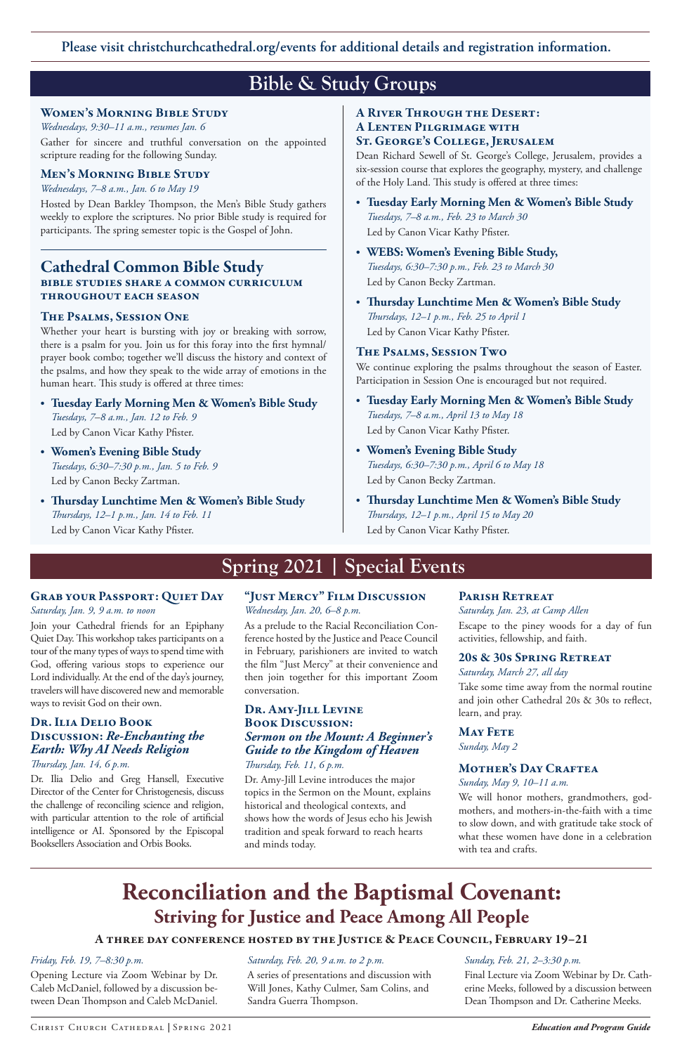**Please visit christchurchcathedral.org/events for additional details and registration information.**

# Bible & Study Groups

### Women's Morning Bible Study

*Wednesdays, 9:30–11 a.m., resumes Jan. 6*

Gather for sincere and truthful conversation on the appointed scripture reading for the following Sunday.

### Men's Morning Bible Study

*Wednesdays, 7–8 a.m., Jan. 6 to May 19*

Hosted by Dean Barkley Thompson, the Men's Bible Study gathers weekly to explore the scriptures. No prior Bible study is required for participants. The spring semester topic is the Gospel of John.

## Cathedral Common Bible Study

**Bible studies share a common curriculum throughout each season**

### The Psalms, Session One

Whether your heart is bursting with joy or breaking with sorrow, there is a psalm for you. Join us for this foray into the first hymnal/ prayer book combo; together we'll discuss the history and context of the psalms, and how they speak to the wide array of emotions in the human heart. This study is offered at three times:

- **Tuesday Early Morning Men & Women's Bible Study**
  *Tuesdays, 7–8 a.m., Jan. 12 to Feb. 9*
  Led by Canon Vicar Kathy Pfister.
- **Women's Evening Bible Study**
  *Tuesdays, 6:30–7:30 p.m., Jan. 5 to Feb. 9*
  Led by Canon Becky Zartman.
- **Thursday Lunchtime Men & Women's Bible Study**
  *Thursdays, 12–1 p.m., Jan. 14 to Feb. 11*
  Led by Canon Vicar Kathy Pfister.

### A River Through the Desert: A Lenten Pilgrimage with St. George's College, Jerusalem

Dean Richard Sewell of St. George's College, Jerusalem, provides a six-session course that explores the geography, mystery, and challenge of the Holy Land. This study is offered at three times:

- **Tuesday Early Morning Men & Women's Bible Study**
  *Tuesdays, 7–8 a.m., Feb. 23 to March 30*
  Led by Canon Vicar Kathy Pfister.
- **WEBS: Women's Evening Bible Study,**
  *Tuesdays, 6:30–7:30 p.m., Feb. 23 to March 30*
  Led by Canon Becky Zartman.
- **Thursday Lunchtime Men & Women's Bible Study**
  *Thursdays, 12–1 p.m., Feb. 25 to April 1*
  Led by Canon Vicar Kathy Pfister.

### The Psalms, Session Two

We continue exploring the psalms throughout the season of Easter. Participation in Session One is encouraged but not required.

- **Tuesday Early Morning Men & Women's Bible Study**
  *Tuesdays, 7–8 a.m., April 13 to May 18*
  Led by Canon Vicar Kathy Pfister.
- **Women's Evening Bible Study**
  *Tuesdays, 6:30–7:30 p.m., April 6 to May 18*
  Led by Canon Becky Zartman.
- **Thursday Lunchtime Men & Women's Bible Study**
  *Thursdays, 12–1 p.m., April 15 to May 20*
  Led by Canon Vicar Kathy Pfister.

# Spring 2021 | Special Events

### Grab your Passport: Quiet Day

*Saturday, Jan. 9, 9 a.m. to noon*

Join your Cathedral friends for an Epiphany Quiet Day. This workshop takes participants on a tour of the many types of ways to spend time with God, offering various stops to experience our Lord individually. At the end of the day's journey, travelers will have discovered new and memorable ways to revisit God on their own.

### Dr. Ilia Delio Book Discussion: *Re-Enchanting the Earth: Why AI Needs Religion*

*Thursday, Jan. 14, 6 p.m.*

Dr. Ilia Delio and Greg Hansell, Executive Director of the Center for Christogenesis, discuss the challenge of reconciling science and religion, with particular attention to the role of artificial intelligence or AI. Sponsored by the Episcopal Booksellers Association and Orbis Books.

### "Just Mercy" Film Discussion

*Wednesday, Jan. 20, 6–8 p.m.*

As a prelude to the Racial Reconciliation Conference hosted by the Justice and Peace Council in February, parishioners are invited to watch the film "Just Mercy" at their convenience and then join together for this important Zoom conversation.

### Dr. Amy-Jill Levine Book Discussion: *Sermon on the Mount: A Beginner's Guide to the Kingdom of Heaven*

*Thursday, Feb. 11, 6 p.m.*

Dr. Amy-Jill Levine introduces the major topics in the Sermon on the Mount, explains historical and theological contexts, and shows how the words of Jesus echo his Jewish tradition and speak forward to reach hearts and minds today.

### Parish Retreat

*Saturday, Jan. 23, at Camp Allen*

Escape to the piney woods for a day of fun activities, fellowship, and faith.

### 20s & 30s Spring Retreat

*Saturday, March 27, all day*

Take some time away from the normal routine and join other Cathedral 20s & 30s to reflect, learn, and pray.

### May Fete

*Sunday, May 2*

### Mother's Day Craftea

*Sunday, May 9, 10–11 a.m.*

We will honor mothers, grandmothers, godmothers, and mothers-in-the-faith with a time to slow down, and with gratitude take stock of what these women have done in a celebration with tea and crafts.

# Reconciliation and the Baptismal Covenant:
## Striving for Justice and Peace Among All People

**A three day conference hosted by the Justice & Peace Council, February 19–21**

*Friday, Feb. 19, 7–8:30 p.m.*

Opening Lecture via Zoom Webinar by Dr. Caleb McDaniel, followed by a discussion between Dean Thompson and Caleb McDaniel.

*Saturday, Feb. 20, 9 a.m. to 2 p.m.*

A series of presentations and discussion with Will Jones, Kathy Culmer, Sam Colins, and Sandra Guerra Thompson.

*Sunday, Feb. 21, 2–3:30 p.m.*

Final Lecture via Zoom Webinar by Dr. Catherine Meeks, followed by a discussion between Dean Thompson and Dr. Catherine Meeks.